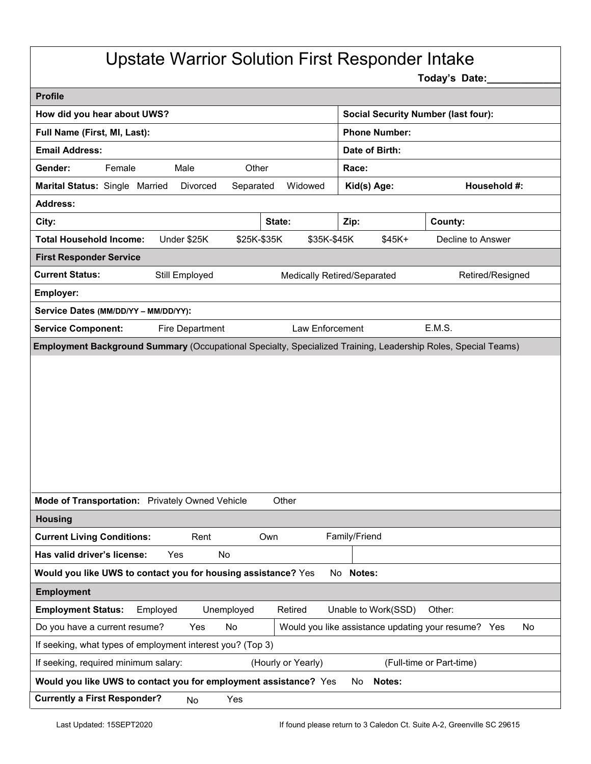# Upstate Warrior Solution First Responder Intake

**Today's Date:**\_\_\_\_\_\_\_\_\_\_\_\_

## Profile

| | |
|---|---|
| **How did you hear about UWS?** | **Social Security Number (last four):** |
| **Full Name (First, MI, Last):** | **Phone Number:** |
| **Email Address:** | **Date of Birth:** |
| **Gender:** Female Male Other | **Race:** |
| **Marital Status:** Single Married Divorced Separated Widowed | **Kid(s) Age:** **Household #:** |

**Address:**

| | | | |
|---|---|---|---|
| **City:** | **State:** | **Zip:** | **County:** |

**Total Household Income:** Under $25K $25K-$35K $35K-$45K $45K+ Decline to Answer

## First Responder Service

**Current Status:** Still Employed Medically Retired/Separated Retired/Resigned

**Employer:**

**Service Dates (MM/DD/YY – MM/DD/YY):**

**Service Component:** Fire Department Law Enforcement E.M.S.

## Employment Background Summary (Occupational Specialty, Specialized Training, Leadership Roles, Special Teams)

**Mode of Transportation:** Privately Owned Vehicle Other

## Housing

**Current Living Conditions:** Rent Own Family/Friend

**Has valid driver's license:** Yes No

**Would you like UWS to contact you for housing assistance?** Yes No **Notes:**

## Employment

**Employment Status:** Employed Unemployed Retired Unable to Work(SSD) Other:

| | |
|---|---|
| Do you have a current resume? Yes No | Would you like assistance updating your resume? Yes No |

If seeking, what types of employment interest you? (Top 3)

If seeking, required minimum salary: (Hourly or Yearly) (Full-time or Part-time)

**Would you like UWS to contact you for employment assistance?** Yes No **Notes:**

**Currently a First Responder?** No Yes

Last Updated: 15SEPT2020

If found please return to 3 Caledon Ct. Suite A-2, Greenville SC 29615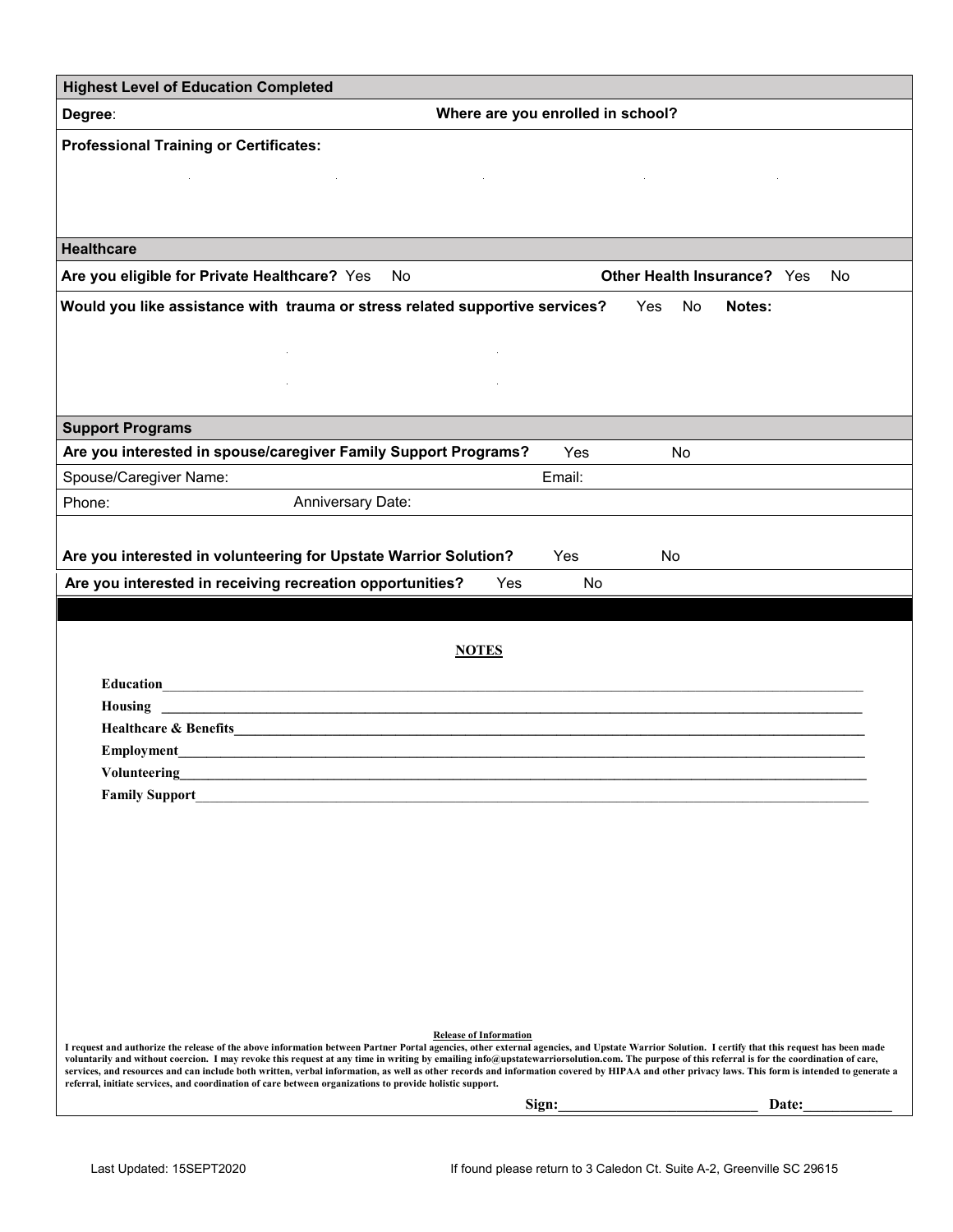### Highest Level of Education Completed

**Degree**:

**Where are you enrolled in school?**

**Professional Training or Certificates:**

### Healthcare

**Are you eligible for Private Healthcare?** Yes No

**Other Health Insurance?** Yes No

**Would you like assistance with trauma or stress related supportive services?** Yes No **Notes:**

### Support Programs

**Are you interested in spouse/caregiver Family Support Programs?** Yes No

Spouse/Caregiver Name:

Email:

Phone:

Anniversary Date:

**Are you interested in volunteering for Upstate Warrior Solution?** Yes No

**Are you interested in receiving recreation opportunities?** Yes No

**NOTES**

**Education**___________________________________________

**Housing** ___________________________________________

**Healthcare & Benefits**___________________________________________

**Employment**___________________________________________

**Volunteering**___________________________________________

**Family Support**___________________________________________

**Release of Information**

**I request and authorize the release of the above information between Partner Portal agencies, other external agencies, and Upstate Warrior Solution. I certify that this request has been made voluntarily and without coercion. I may revoke this request at any time in writing by emailing info@upstatewarriorsolution.com. The purpose of this referral is for the coordination of care, services, and resources and can include both written, verbal information, as well as other records and information covered by HIPAA and other privacy laws. This form is intended to generate a referral, initiate services, and coordination of care between organizations to provide holistic support.**

**Sign:**___________________________ **Date:**____________

Last Updated: 15SEPT2020

If found please return to 3 Caledon Ct. Suite A-2, Greenville SC 29615